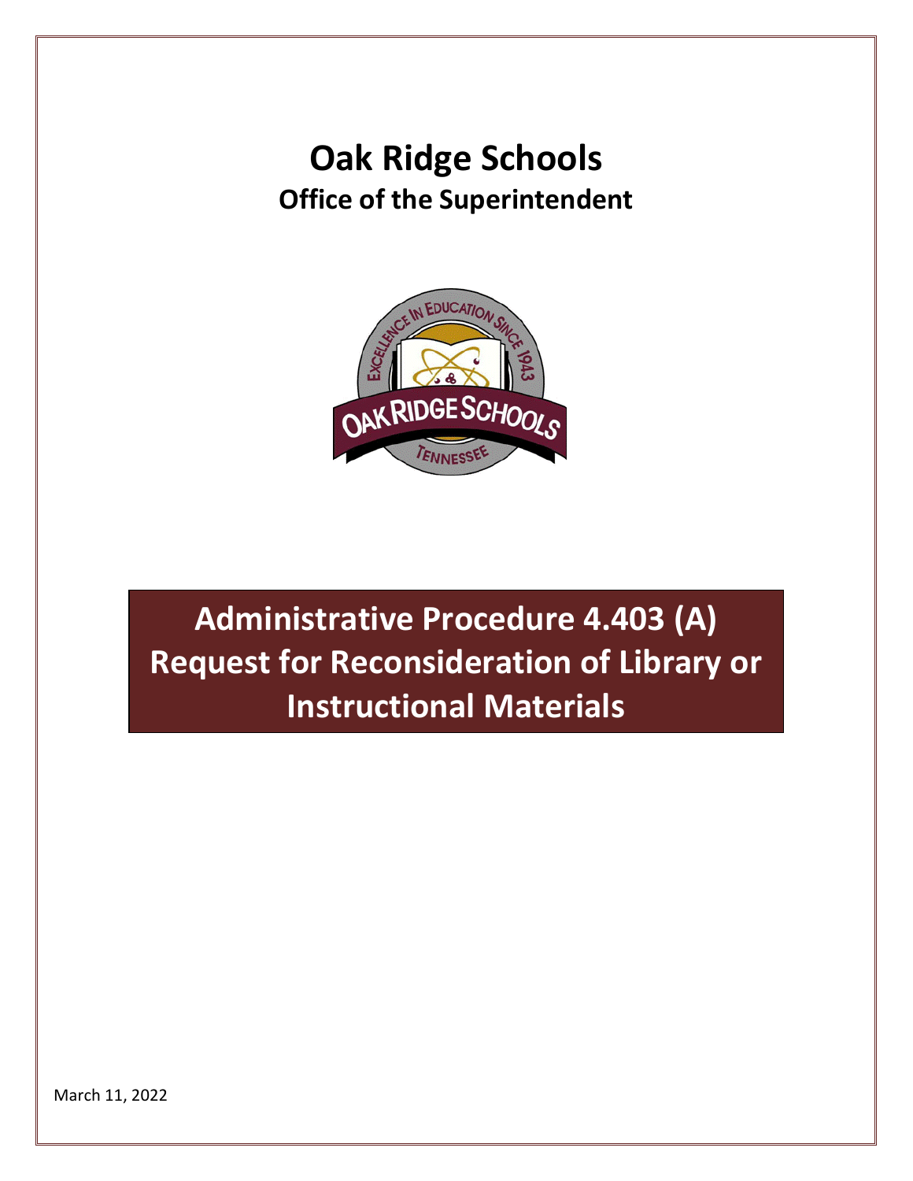# Oak Ridge Schools

## Office of the Superintendent

# Administrative Procedure 4.403 (A) Request for Reconsideration of Library or Instructional Materials

March 11, 2022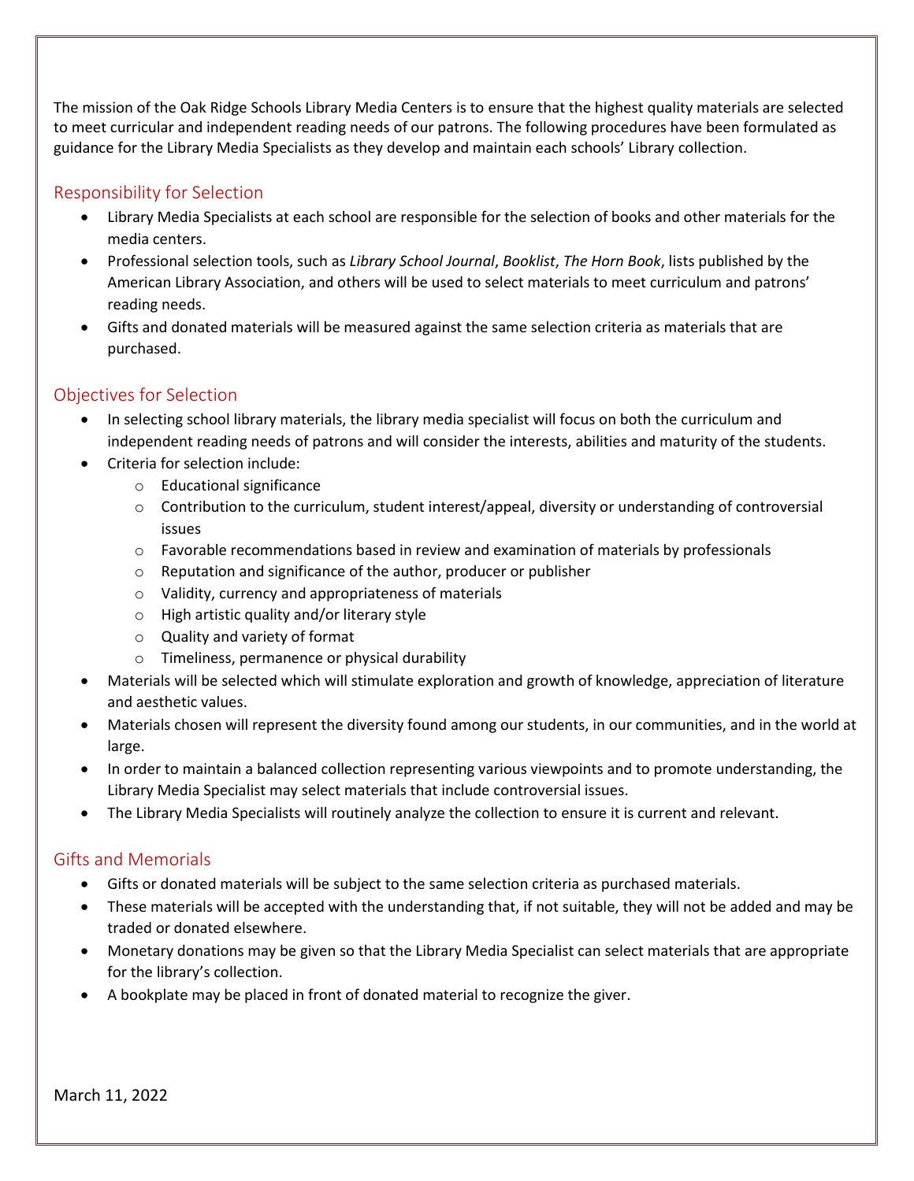The mission of the Oak Ridge Schools Library Media Centers is to ensure that the highest quality materials are selected to meet curricular and independent reading needs of our patrons. The following procedures have been formulated as guidance for the Library Media Specialists as they develop and maintain each schools' Library collection.

## Responsibility for Selection

- Library Media Specialists at each school are responsible for the selection of books and other materials for the media centers.
- Professional selection tools, such as *Library School Journal*, *Booklist*, *The Horn Book*, lists published by the American Library Association, and others will be used to select materials to meet curriculum and patrons' reading needs.
- Gifts and donated materials will be measured against the same selection criteria as materials that are purchased.

## Objectives for Selection

- In selecting school library materials, the library media specialist will focus on both the curriculum and independent reading needs of patrons and will consider the interests, abilities and maturity of the students.
- Criteria for selection include:
  - Educational significance
  - Contribution to the curriculum, student interest/appeal, diversity or understanding of controversial issues
  - Favorable recommendations based in review and examination of materials by professionals
  - Reputation and significance of the author, producer or publisher
  - Validity, currency and appropriateness of materials
  - High artistic quality and/or literary style
  - Quality and variety of format
  - Timeliness, permanence or physical durability
- Materials will be selected which will stimulate exploration and growth of knowledge, appreciation of literature and aesthetic values.
- Materials chosen will represent the diversity found among our students, in our communities, and in the world at large.
- In order to maintain a balanced collection representing various viewpoints and to promote understanding, the Library Media Specialist may select materials that include controversial issues.
- The Library Media Specialists will routinely analyze the collection to ensure it is current and relevant.

## Gifts and Memorials

- Gifts or donated materials will be subject to the same selection criteria as purchased materials.
- These materials will be accepted with the understanding that, if not suitable, they will not be added and may be traded or donated elsewhere.
- Monetary donations may be given so that the Library Media Specialist can select materials that are appropriate for the library's collection.
- A bookplate may be placed in front of donated material to recognize the giver.

March 11, 2022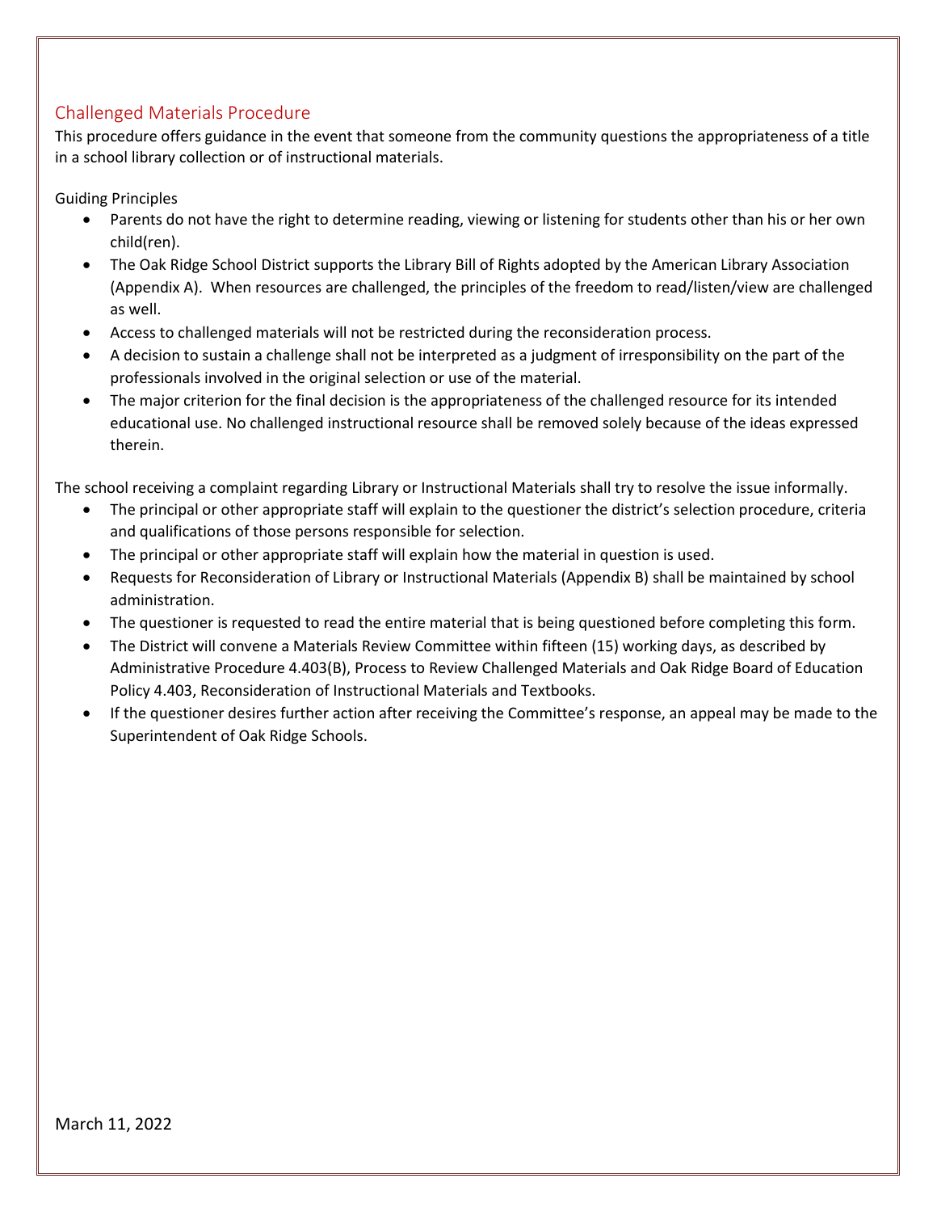## Challenged Materials Procedure

This procedure offers guidance in the event that someone from the community questions the appropriateness of a title in a school library collection or of instructional materials.

Guiding Principles

- Parents do not have the right to determine reading, viewing or listening for students other than his or her own child(ren).
- The Oak Ridge School District supports the Library Bill of Rights adopted by the American Library Association (Appendix A). When resources are challenged, the principles of the freedom to read/listen/view are challenged as well.
- Access to challenged materials will not be restricted during the reconsideration process.
- A decision to sustain a challenge shall not be interpreted as a judgment of irresponsibility on the part of the professionals involved in the original selection or use of the material.
- The major criterion for the final decision is the appropriateness of the challenged resource for its intended educational use. No challenged instructional resource shall be removed solely because of the ideas expressed therein.

The school receiving a complaint regarding Library or Instructional Materials shall try to resolve the issue informally.

- The principal or other appropriate staff will explain to the questioner the district's selection procedure, criteria and qualifications of those persons responsible for selection.
- The principal or other appropriate staff will explain how the material in question is used.
- Requests for Reconsideration of Library or Instructional Materials (Appendix B) shall be maintained by school administration.
- The questioner is requested to read the entire material that is being questioned before completing this form.
- The District will convene a Materials Review Committee within fifteen (15) working days, as described by Administrative Procedure 4.403(B), Process to Review Challenged Materials and Oak Ridge Board of Education Policy 4.403, Reconsideration of Instructional Materials and Textbooks.
- If the questioner desires further action after receiving the Committee's response, an appeal may be made to the Superintendent of Oak Ridge Schools.

March 11, 2022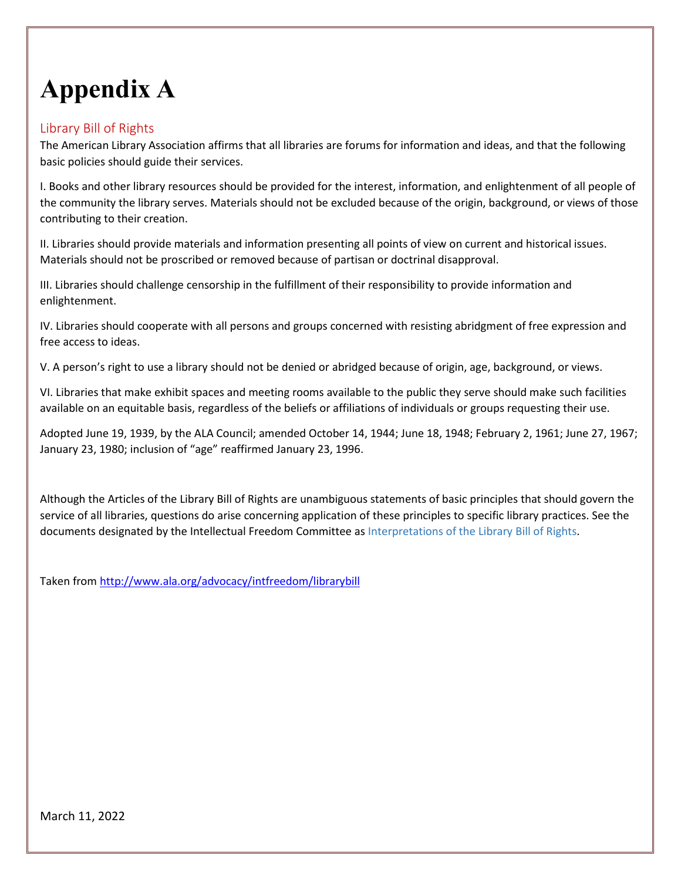# Appendix A

## Library Bill of Rights

The American Library Association affirms that all libraries are forums for information and ideas, and that the following basic policies should guide their services.

I. Books and other library resources should be provided for the interest, information, and enlightenment of all people of the community the library serves. Materials should not be excluded because of the origin, background, or views of those contributing to their creation.

II. Libraries should provide materials and information presenting all points of view on current and historical issues. Materials should not be proscribed or removed because of partisan or doctrinal disapproval.

III. Libraries should challenge censorship in the fulfillment of their responsibility to provide information and enlightenment.

IV. Libraries should cooperate with all persons and groups concerned with resisting abridgment of free expression and free access to ideas.

V. A person's right to use a library should not be denied or abridged because of origin, age, background, or views.

VI. Libraries that make exhibit spaces and meeting rooms available to the public they serve should make such facilities available on an equitable basis, regardless of the beliefs or affiliations of individuals or groups requesting their use.

Adopted June 19, 1939, by the ALA Council; amended October 14, 1944; June 18, 1948; February 2, 1961; June 27, 1967; January 23, 1980; inclusion of "age" reaffirmed January 23, 1996.

Although the Articles of the Library Bill of Rights are unambiguous statements of basic principles that should govern the service of all libraries, questions do arise concerning application of these principles to specific library practices. See the documents designated by the Intellectual Freedom Committee as Interpretations of the Library Bill of Rights.

Taken from http://www.ala.org/advocacy/intfreedom/librarybill

March 11, 2022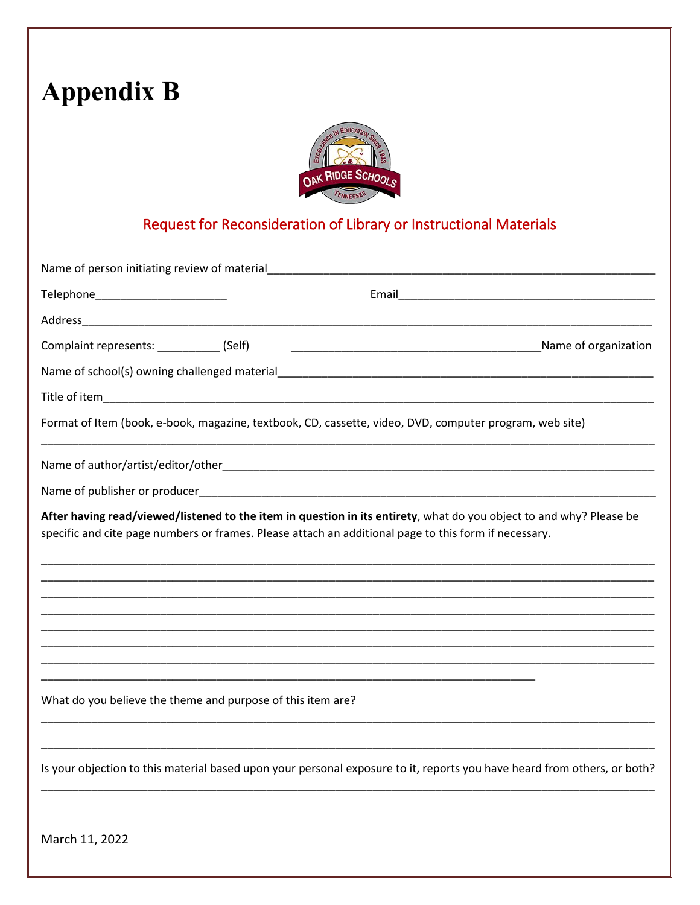# Appendix B

## Request for Reconsideration of Library or Instructional Materials

Name of person initiating review of material_______________________________________________

Telephone____________________ Email_______________________________________

Address_________________________________________________________________________

Complaint represents: __________ (Self) _______________________________________Name of organization

Name of school(s) owning challenged material______________________________________________

Title of item_______________________________________________________________________

Format of Item (book, e-book, magazine, textbook, CD, cassette, video, DVD, computer program, web site)

___________________________________________________________________________________

Name of author/artist/editor/other______________________________________________________

Name of publisher or producer_________________________________________________________

**After having read/viewed/listened to the item in question in its entirety**, what do you object to and why? Please be specific and cite page numbers or frames. Please attach an additional page to this form if necessary.

___________________________________________________________________________________
___________________________________________________________________________________
___________________________________________________________________________________
___________________________________________________________________________________
___________________________________________________________________________________
___________________________________________________________________________________
___________________________________________________________________________________
___________________________________________________________________________

What do you believe the theme and purpose of this item are?

___________________________________________________________________________________

___________________________________________________________________________________

Is your objection to this material based upon your personal exposure to it, reports you have heard from others, or both?

___________________________________________________________________________________

March 11, 2022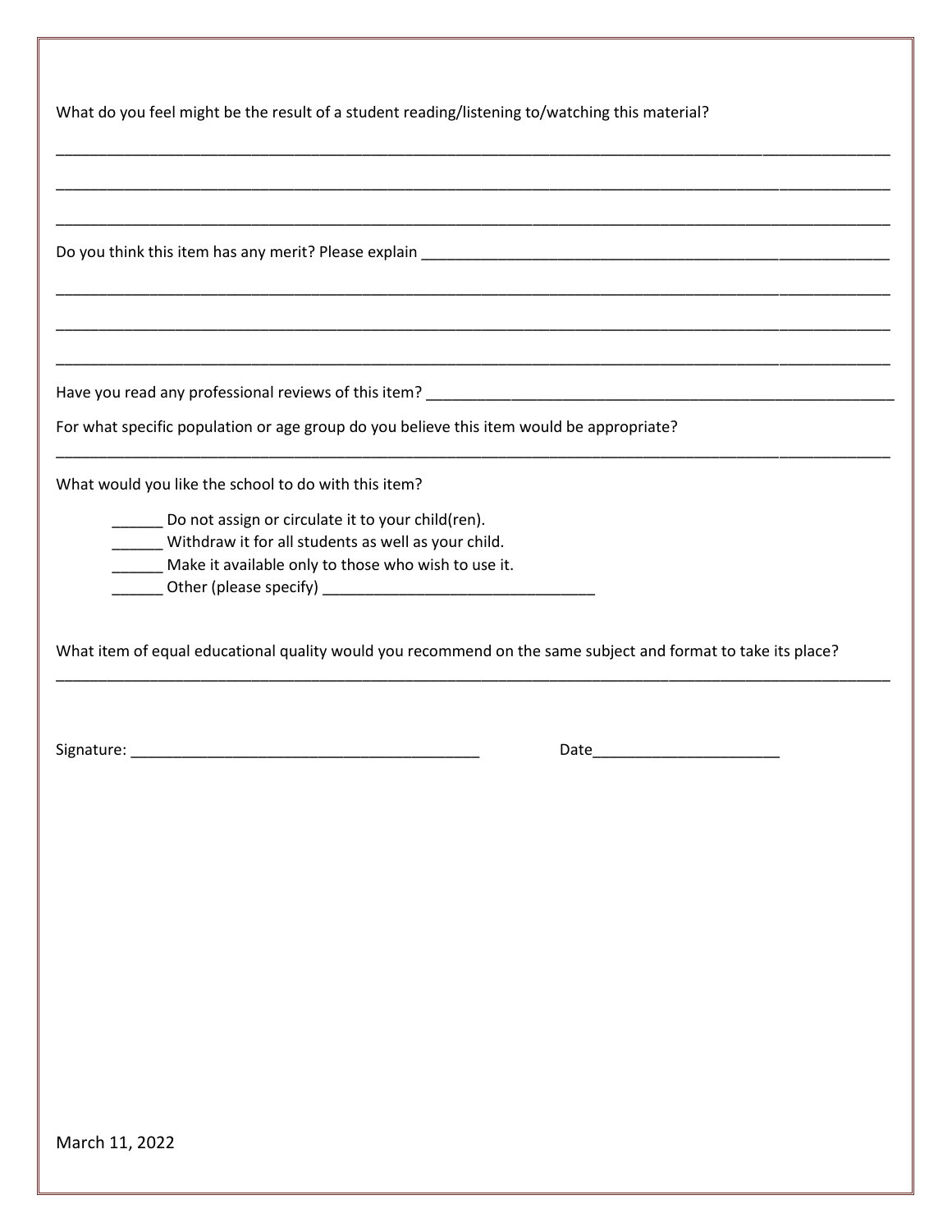What do you feel might be the result of a student reading/listening to/watching this material?

________________________________________________________________________________________________

________________________________________________________________________________________________

________________________________________________________________________________________________

Do you think this item has any merit? Please explain ________________________________________________________

________________________________________________________________________________________________

________________________________________________________________________________________________

________________________________________________________________________________________________

Have you read any professional reviews of this item? ______________________________________________________

For what specific population or age group do you believe this item would be appropriate?

________________________________________________________________________________________________

What would you like the school to do with this item?

- ______ Do not assign or circulate it to your child(ren).
- ______ Withdraw it for all students as well as your child.
- ______ Make it available only to those who wish to use it.
- ______ Other (please specify) ________________________________

What item of equal educational quality would you recommend on the same subject and format to take its place?

________________________________________________________________________________________________

Signature: __________________________________________ Date______________________

March 11, 2022